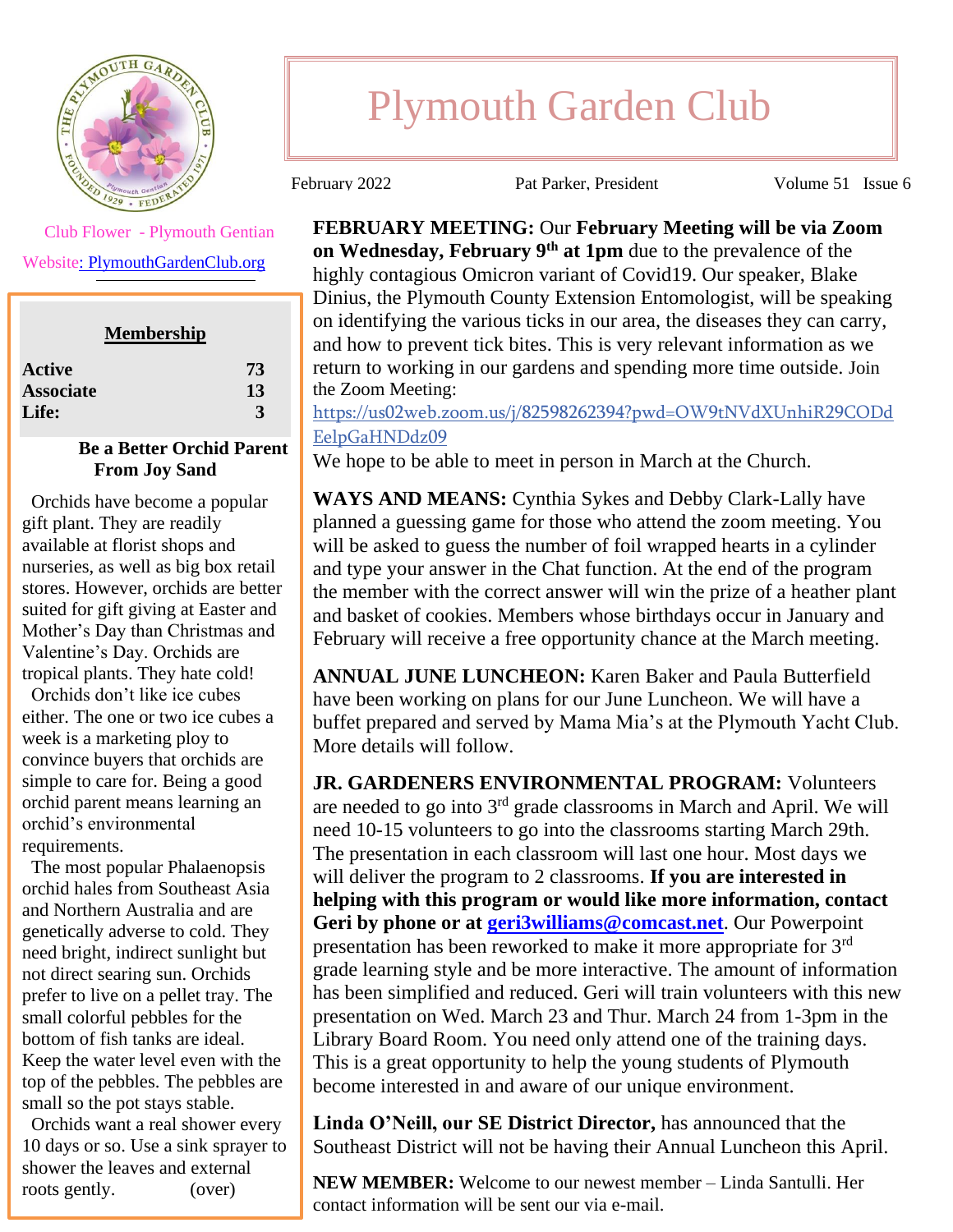# Plymouth Garden Club

February 2022 | Pat Parker, President | Volume 51 Issue 6

Club Flower - Plymouth Gentian

Website: PlymouthGardenClub.org

**Membership**

| | |
|---|---|
| **Active** | **73** |
| **Associate** | **13** |
| **Life:** | **3** |

**Be a Better Orchid Parent**
**From Joy Sand**

Orchids have become a popular gift plant. They are readily available at florist shops and nurseries, as well as big box retail stores. However, orchids are better suited for gift giving at Easter and Mother's Day than Christmas and Valentine's Day. Orchids are tropical plants. They hate cold!

Orchids don't like ice cubes either. The one or two ice cubes a week is a marketing ploy to convince buyers that orchids are simple to care for. Being a good orchid parent means learning an orchid's environmental requirements.

The most popular Phalaenopsis orchid hales from Southeast Asia and Northern Australia and are genetically adverse to cold. They need bright, indirect sunlight but not direct searing sun. Orchids prefer to live on a pellet tray. The small colorful pebbles for the bottom of fish tanks are ideal. Keep the water level even with the top of the pebbles. The pebbles are small so the pot stays stable.

Orchids want a real shower every 10 days or so. Use a sink sprayer to shower the leaves and external roots gently. (over)

**FEBRUARY MEETING:** Our **February Meeting will be via Zoom on Wednesday, February 9th at 1pm** due to the prevalence of the highly contagious Omicron variant of Covid19. Our speaker, Blake Dinius, the Plymouth County Extension Entomologist, will be speaking on identifying the various ticks in our area, the diseases they can carry, and how to prevent tick bites. This is very relevant information as we return to working in our gardens and spending more time outside. Join the Zoom Meeting: https://us02web.zoom.us/j/82598262394?pwd=OW9tNVdXUnhiR29CODdEelpGaHNDdz09

We hope to be able to meet in person in March at the Church.

**WAYS AND MEANS:** Cynthia Sykes and Debby Clark-Lally have planned a guessing game for those who attend the zoom meeting. You will be asked to guess the number of foil wrapped hearts in a cylinder and type your answer in the Chat function. At the end of the program the member with the correct answer will win the prize of a heather plant and basket of cookies. Members whose birthdays occur in January and February will receive a free opportunity chance at the March meeting.

**ANNUAL JUNE LUNCHEON:** Karen Baker and Paula Butterfield have been working on plans for our June Luncheon. We will have a buffet prepared and served by Mama Mia's at the Plymouth Yacht Club. More details will follow.

**JR. GARDENERS ENVIRONMENTAL PROGRAM:** Volunteers are needed to go into 3rd grade classrooms in March and April. We will need 10-15 volunteers to go into the classrooms starting March 29th. The presentation in each classroom will last one hour. Most days we will deliver the program to 2 classrooms. **If you are interested in helping with this program or would like more information, contact Geri by phone or at geri3williams@comcast.net**. Our Powerpoint presentation has been reworked to make it more appropriate for 3rd grade learning style and be more interactive. The amount of information has been simplified and reduced. Geri will train volunteers with this new presentation on Wed. March 23 and Thur. March 24 from 1-3pm in the Library Board Room. You need only attend one of the training days. This is a great opportunity to help the young students of Plymouth become interested in and aware of our unique environment.

**Linda O'Neill, our SE District Director,** has announced that the Southeast District will not be having their Annual Luncheon this April.

**NEW MEMBER:** Welcome to our newest member – Linda Santulli. Her contact information will be sent our via e-mail.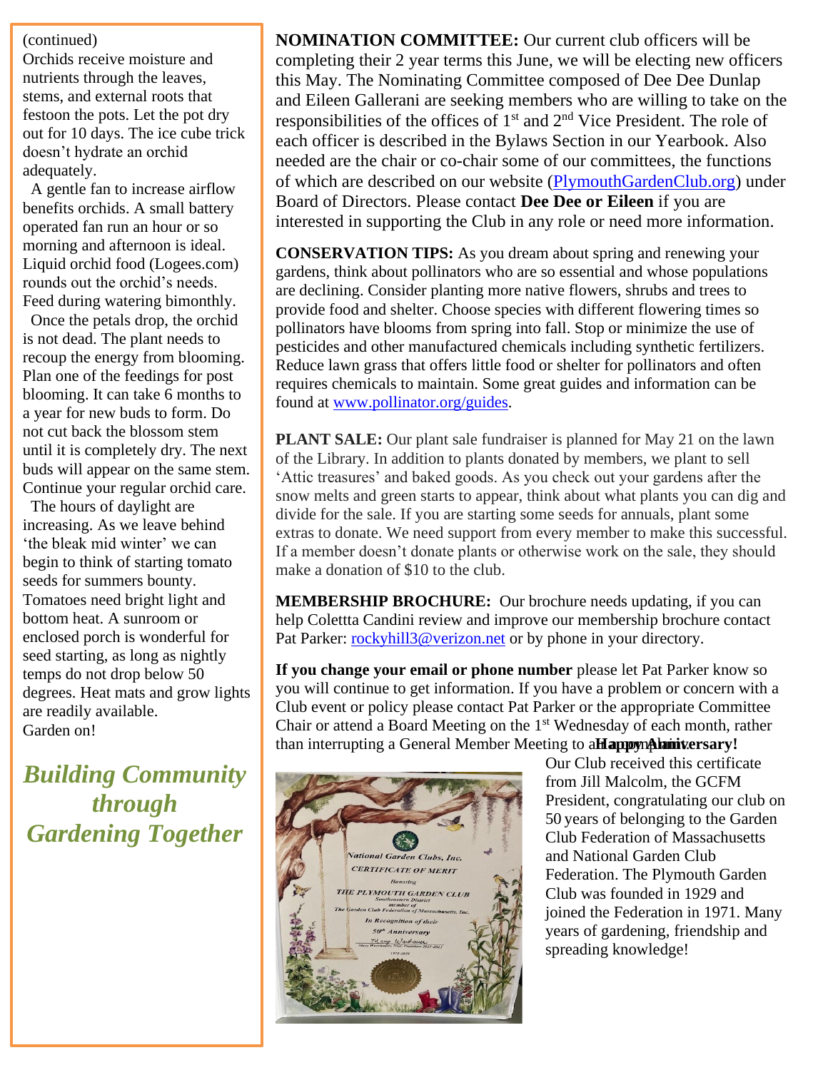(continued)
Orchids receive moisture and nutrients through the leaves, stems, and external roots that festoon the pots. Let the pot dry out for 10 days. The ice cube trick doesn't hydrate an orchid adequately.

A gentle fan to increase airflow benefits orchids. A small battery operated fan run an hour or so morning and afternoon is ideal. Liquid orchid food (Logees.com) rounds out the orchid's needs. Feed during watering bimonthly.

Once the petals drop, the orchid is not dead. The plant needs to recoup the energy from blooming. Plan one of the feedings for post blooming. It can take 6 months to a year for new buds to form. Do not cut back the blossom stem until it is completely dry. The next buds will appear on the same stem. Continue your regular orchid care.

The hours of daylight are increasing. As we leave behind 'the bleak mid winter' we can begin to think of starting tomato seeds for summers bounty. Tomatoes need bright light and bottom heat. A sunroom or enclosed porch is wonderful for seed starting, as long as nightly temps do not drop below 50 degrees. Heat mats and grow lights are readily available.
Garden on!

*Building Community through Gardening Together*

**NOMINATION COMMITTEE:** Our current club officers will be completing their 2 year terms this June, we will be electing new officers this May. The Nominating Committee composed of Dee Dee Dunlap and Eileen Gallerani are seeking members who are willing to take on the responsibilities of the offices of 1st and 2nd Vice President. The role of each officer is described in the Bylaws Section in our Yearbook. Also needed are the chair or co-chair some of our committees, the functions of which are described on our website (PlymouthGardenClub.org) under Board of Directors. Please contact **Dee Dee or Eileen** if you are interested in supporting the Club in any role or need more information.

**CONSERVATION TIPS:** As you dream about spring and renewing your gardens, think about pollinators who are so essential and whose populations are declining. Consider planting more native flowers, shrubs and trees to provide food and shelter. Choose species with different flowering times so pollinators have blooms from spring into fall. Stop or minimize the use of pesticides and other manufactured chemicals including synthetic fertilizers. Reduce lawn grass that offers little food or shelter for pollinators and often requires chemicals to maintain. Some great guides and information can be found at www.pollinator.org/guides.

**PLANT SALE:** Our plant sale fundraiser is planned for May 21 on the lawn of the Library. In addition to plants donated by members, we plant to sell 'Attic treasures' and baked goods. As you check out your gardens after the snow melts and green starts to appear, think about what plants you can dig and divide for the sale. If you are starting some seeds for annuals, plant some extras to donate. We need support from every member to make this successful. If a member doesn't donate plants or otherwise work on the sale, they should make a donation of $10 to the club.

**MEMBERSHIP BROCHURE:** Our brochure needs updating, if you can help Colettta Candini review and improve our membership brochure contact Pat Parker: rockyhill3@verizon.net or by phone in your directory.

**If you change your email or phone number** please let Pat Parker know so you will continue to get information. If you have a problem or concern with a Club event or policy please contact Pat Parker or the appropriate Committee Chair or attend a Board Meeting on the 1st Wednesday of each month, rather than interrupting a General Member Meeting to air complaint.

**Happy Anniversary!**
Our Club received this certificate from Jill Malcolm, the GCFM President, congratulating our club on 50 years of belonging to the Garden Club Federation of Massachusetts and National Garden Club Federation. The Plymouth Garden Club was founded in 1929 and joined the Federation in 1971. Many years of gardening, friendship and spreading knowledge!